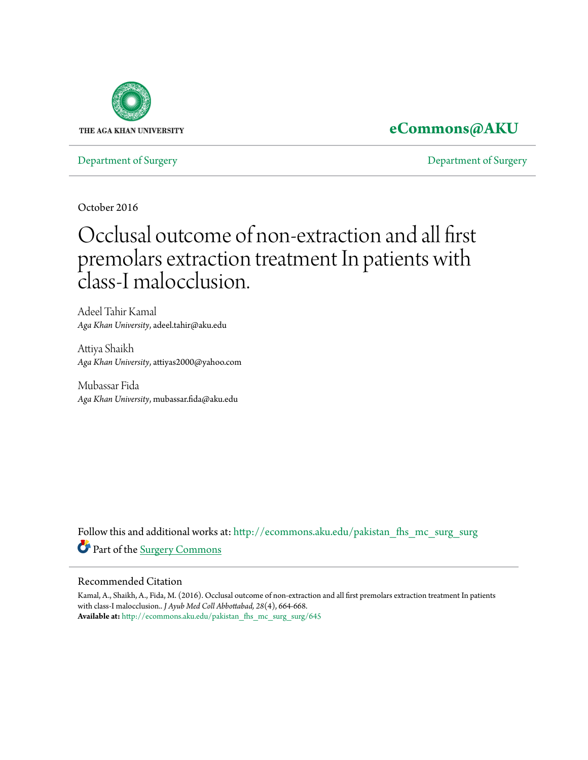THE AGA KHAN UNIVERSITY

**eCommons@AKU**

Department of Surgery | Department of Surgery

October 2016

# Occlusal outcome of non-extraction and all first premolars extraction treatment In patients with class-I malocclusion.

Adeel Tahir Kamal
*Aga Khan University*, adeel.tahir@aku.edu

Attiya Shaikh
*Aga Khan University*, attiyas2000@yahoo.com

Mubassar Fida
*Aga Khan University*, mubassar.fida@aku.edu

Follow this and additional works at: http://ecommons.aku.edu/pakistan_fhs_mc_surg_surg

Part of the Surgery Commons

## Recommended Citation

Kamal, A., Shaikh, A., Fida, M. (2016). Occlusal outcome of non-extraction and all first premolars extraction treatment In patients with class-I malocclusion.. *J Ayub Med Coll Abbottabad, 28*(4), 664-668.
**Available at:** http://ecommons.aku.edu/pakistan_fhs_mc_surg_surg/645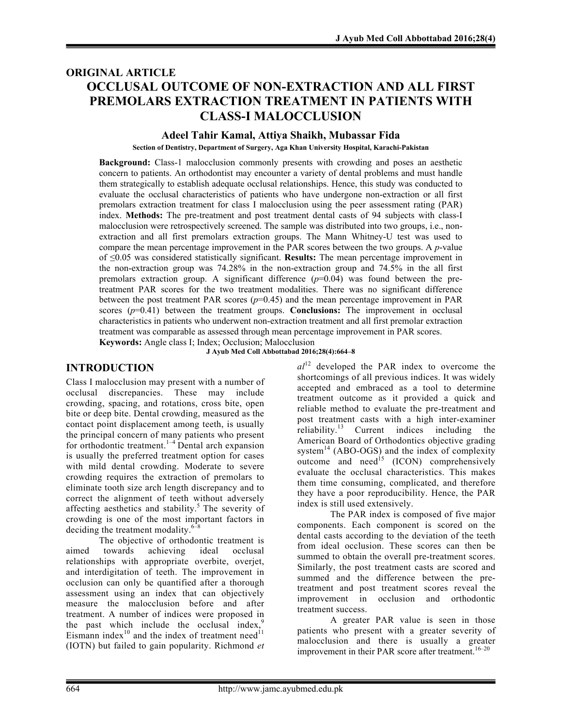## ORIGINAL ARTICLE

# OCCLUSAL OUTCOME OF NON-EXTRACTION AND ALL FIRST PREMOLARS EXTRACTION TREATMENT IN PATIENTS WITH CLASS-I MALOCCLUSION

**Adeel Tahir Kamal, Attiya Shaikh, Mubassar Fida**

**Section of Dentistry, Department of Surgery, Aga Khan University Hospital, Karachi-Pakistan**

**Background:** Class-1 malocclusion commonly presents with crowding and poses an aesthetic concern to patients. An orthodontist may encounter a variety of dental problems and must handle them strategically to establish adequate occlusal relationships. Hence, this study was conducted to evaluate the occlusal characteristics of patients who have undergone non-extraction or all first premolars extraction treatment for class I malocclusion using the peer assessment rating (PAR) index. **Methods:** The pre-treatment and post treatment dental casts of 94 subjects with class-I malocclusion were retrospectively screened. The sample was distributed into two groups, i.e., non-extraction and all first premolars extraction groups. The Mann Whitney-U test was used to compare the mean percentage improvement in the PAR scores between the two groups. A *p*-value of ≤0.05 was considered statistically significant. **Results:** The mean percentage improvement in the non-extraction group was 74.28% in the non-extraction group and 74.5% in the all first premolars extraction group. A significant difference (*p*=0.04) was found between the pre-treatment PAR scores for the two treatment modalities. There was no significant difference between the post treatment PAR scores (*p*=0.45) and the mean percentage improvement in PAR scores (*p*=0.41) between the treatment groups. **Conclusions:** The improvement in occlusal characteristics in patients who underwent non-extraction treatment and all first premolar extraction treatment was comparable as assessed through mean percentage improvement in PAR scores.

**Keywords:** Angle class I; Index; Occlusion; Malocclusion

**J Ayub Med Coll Abbottabad 2016;28(4):664–8**

## INTRODUCTION

Class I malocclusion may present with a number of occlusal discrepancies. These may include crowding, spacing, and rotations, cross bite, open bite or deep bite. Dental crowding, measured as the contact point displacement among teeth, is usually the principal concern of many patients who present for orthodontic treatment.[1–4] Dental arch expansion is usually the preferred treatment option for cases with mild dental crowding. Moderate to severe crowding requires the extraction of premolars to eliminate tooth size arch length discrepancy and to correct the alignment of teeth without adversely affecting aesthetics and stability.[5] The severity of crowding is one of the most important factors in deciding the treatment modality.[6–8]

The objective of orthodontic treatment is aimed towards achieving ideal occlusal relationships with appropriate overbite, overjet, and interdigitation of teeth. The improvement in occlusion can only be quantified after a thorough assessment using an index that can objectively measure the malocclusion before and after treatment. A number of indices were proposed in the past which include the occlusal index,[9] Eismann index[10] and the index of treatment need[11] (IOTN) but failed to gain popularity. Richmond *et al*[12] developed the PAR index to overcome the shortcomings of all previous indices. It was widely accepted and embraced as a tool to determine treatment outcome as it provided a quick and reliable method to evaluate the pre-treatment and post treatment casts with a high inter-examiner reliability.[13] Current indices including the American Board of Orthodontics objective grading system[14] (ABO-OGS) and the index of complexity outcome and need[15] (ICON) comprehensively evaluate the occlusal characteristics. This makes them time consuming, complicated, and therefore they have a poor reproducibility. Hence, the PAR index is still used extensively.

The PAR index is composed of five major components. Each component is scored on the dental casts according to the deviation of the teeth from ideal occlusion. These scores can then be summed to obtain the overall pre-treatment scores. Similarly, the post treatment casts are scored and summed and the difference between the pre-treatment and post treatment scores reveal the improvement in occlusion and orthodontic treatment success.

A greater PAR value is seen in those patients who present with a greater severity of malocclusion and there is usually a greater improvement in their PAR score after treatment.[16–20]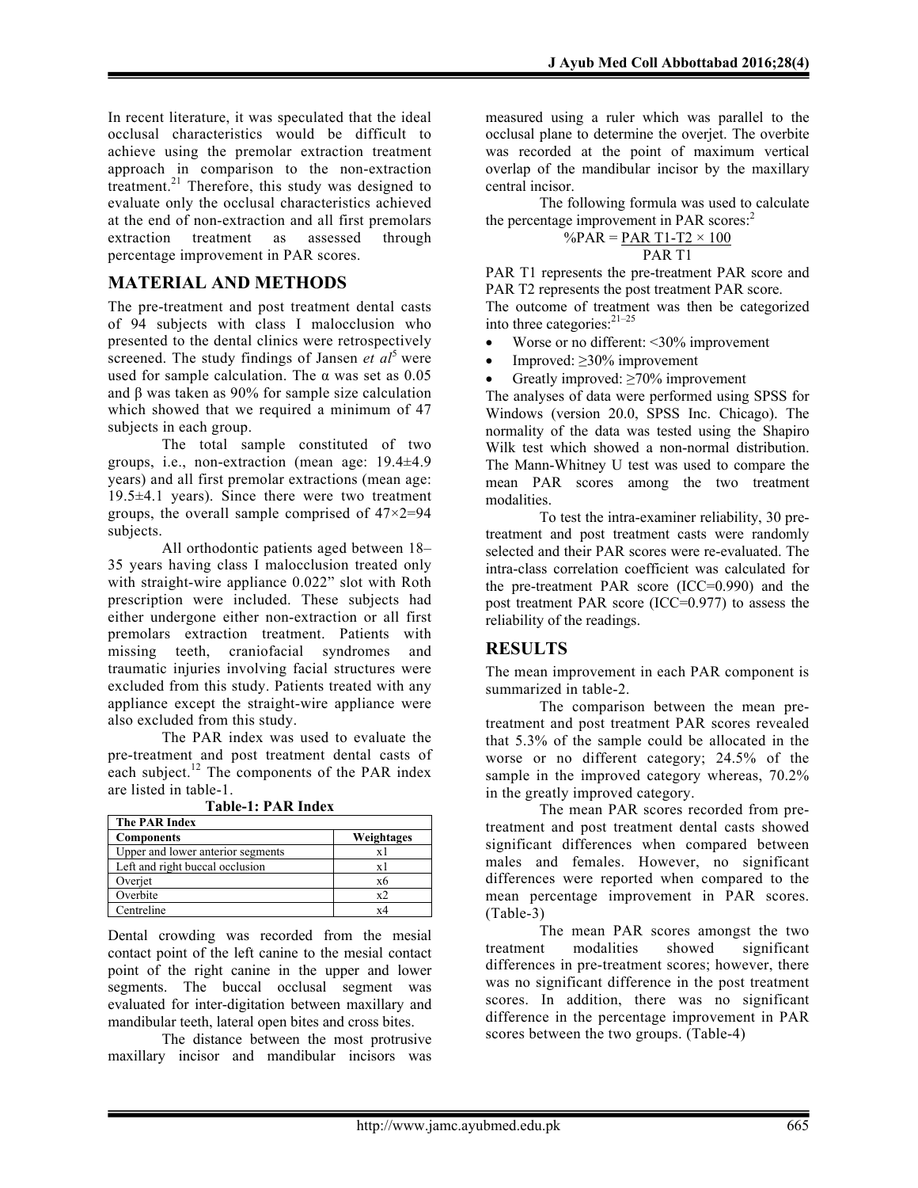In recent literature, it was speculated that the ideal occlusal characteristics would be difficult to achieve using the premolar extraction treatment approach in comparison to the non-extraction treatment.[21] Therefore, this study was designed to evaluate only the occlusal characteristics achieved at the end of non-extraction and all first premolars extraction treatment as assessed through percentage improvement in PAR scores.

## MATERIAL AND METHODS

The pre-treatment and post treatment dental casts of 94 subjects with class I malocclusion who presented to the dental clinics were retrospectively screened. The study findings of Jansen *et al*[5] were used for sample calculation. The α was set as 0.05 and β was taken as 90% for sample size calculation which showed that we required a minimum of 47 subjects in each group.

The total sample constituted of two groups, i.e., non-extraction (mean age: 19.4±4.9 years) and all first premolar extractions (mean age: 19.5±4.1 years). Since there were two treatment groups, the overall sample comprised of 47×2=94 subjects.

All orthodontic patients aged between 18–35 years having class I malocclusion treated only with straight-wire appliance 0.022" slot with Roth prescription were included. These subjects had either undergone either non-extraction or all first premolars extraction treatment. Patients with missing teeth, craniofacial syndromes and traumatic injuries involving facial structures were excluded from this study. Patients treated with any appliance except the straight-wire appliance were also excluded from this study.

The PAR index was used to evaluate the pre-treatment and post treatment dental casts of each subject.[12] The components of the PAR index are listed in table-1.

**Table-1: PAR Index**

| The PAR Index | |
|---|---|
| **Components** | **Weightages** |
| Upper and lower anterior segments | x1 |
| Left and right buccal occlusion | x1 |
| Overjet | x6 |
| Overbite | x2 |
| Centreline | x4 |

Dental crowding was recorded from the mesial contact point of the left canine to the mesial contact point of the right canine in the upper and lower segments. The buccal occlusal segment was evaluated for inter-digitation between maxillary and mandibular teeth, lateral open bites and cross bites.

The distance between the most protrusive maxillary incisor and mandibular incisors was measured using a ruler which was parallel to the occlusal plane to determine the overjet. The overbite was recorded at the point of maximum vertical overlap of the mandibular incisor by the maxillary central incisor.

The following formula was used to calculate the percentage improvement in PAR scores:[2]

$$\%PAR = \frac{PAR\ T1 - T2 \times 100}{PAR\ T1}$$

PAR T1 represents the pre-treatment PAR score and PAR T2 represents the post treatment PAR score.

The outcome of treatment was then be categorized into three categories:[21–25]

- Worse or no different: <30% improvement
- Improved: ≥30% improvement
- Greatly improved: ≥70% improvement

The analyses of data were performed using SPSS for Windows (version 20.0, SPSS Inc. Chicago). The normality of the data was tested using the Shapiro Wilk test which showed a non-normal distribution. The Mann-Whitney U test was used to compare the mean PAR scores among the two treatment modalities.

To test the intra-examiner reliability, 30 pre-treatment and post treatment casts were randomly selected and their PAR scores were re-evaluated. The intra-class correlation coefficient was calculated for the pre-treatment PAR score (ICC=0.990) and the post treatment PAR score (ICC=0.977) to assess the reliability of the readings.

## RESULTS

The mean improvement in each PAR component is summarized in table-2.

The comparison between the mean pre-treatment and post treatment PAR scores revealed that 5.3% of the sample could be allocated in the worse or no different category; 24.5% of the sample in the improved category whereas, 70.2% in the greatly improved category.

The mean PAR scores recorded from pre-treatment and post treatment dental casts showed significant differences when compared between males and females. However, no significant differences were reported when compared to the mean percentage improvement in PAR scores. (Table-3)

The mean PAR scores amongst the two treatment modalities showed significant differences in pre-treatment scores; however, there was no significant difference in the post treatment scores. In addition, there was no significant difference in the percentage improvement in PAR scores between the two groups. (Table-4)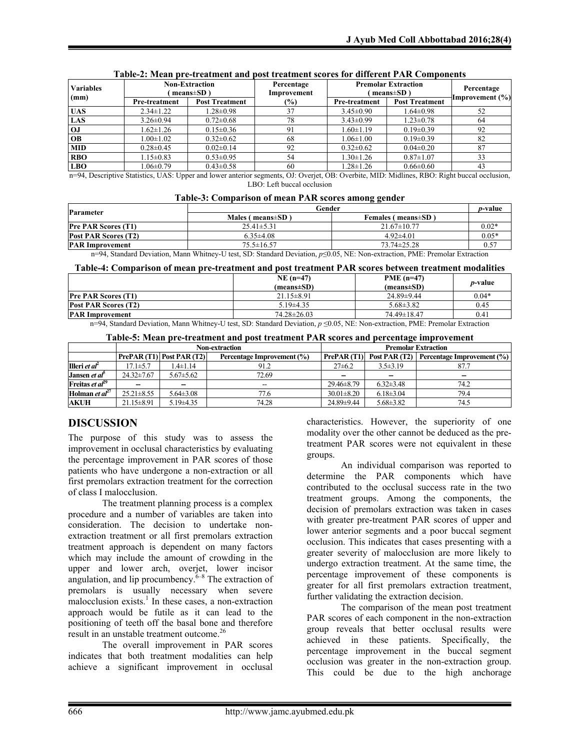**Table-2: Mean pre-treatment and post treatment scores for different PAR Components**

| Variables (mm) | Non-Extraction ( means±SD ) | | Percentage Improvement (%) | Premolar Extraction ( means±SD ) | | Percentage Improvement (%) |
|---|---|---|---|---|---|---|
| | Pre-treatment | Post Treatment | | Pre-treatment | Post Treatment | |
| UAS | 2.34±1.22 | 1.28±0.98 | 37 | 3.45±0.90 | 1.64±0.98 | 52 |
| LAS | 3.26±0.94 | 0.72±0.68 | 78 | 3.43±0.99 | 1.23±0.78 | 64 |
| OJ | 1.62±1.26 | 0.15±0.36 | 91 | 1.60±1.19 | 0.19±0.39 | 92 |
| OB | 1.00±1.02 | 0.32±0.62 | 68 | 1.06±1.00 | 0.19±0.39 | 82 |
| MID | 0.28±0.45 | 0.02±0.14 | 92 | 0.32±0.62 | 0.04±0.20 | 87 |
| RBO | 1.15±0.83 | 0.53±0.95 | 54 | 1.30±1.26 | 0.87±1.07 | 33 |
| LBO | 1.06±0.79 | 0.43±0.58 | 60 | 1.28±1.26 | 0.66±0.60 | 43 |

n=94, Descriptive Statistics, UAS: Upper and lower anterior segments, OJ: Overjet, OB: Overbite, MID: Midlines, RBO: Right buccal occlusion, LBO: Left buccal occlusion

**Table-3: Comparison of mean PAR scores among gender**

| Parameter | Gender | | *p*-value |
|---|---|---|---|
| | Males ( means±SD ) | Females ( means±SD ) | |
| Pre PAR Scores (T1) | 25.41±5.31 | 21.67±10.77 | 0.02* |
| Post PAR Scores (T2) | 6.35±4.08 | 4.92±4.01 | 0.05* |
| PAR Improvement | 75.5±16.57 | 73.74±25.28 | 0.57 |

n=94, Standard Deviation, Mann Whitney-U test, SD: Standard Deviation, $p \leq 0.05$, NE: Non-extraction, PME: Premolar Extraction

**Table-4: Comparison of mean pre-treatment and post treatment PAR scores between treatment modalities**

| | NE (n=47) (means±SD) | PME (n=47) (means±SD) | *p*-value |
|---|---|---|---|
| Pre PAR Scores (T1) | 21.15±8.91 | 24.89±9.44 | 0.04* |
| Post PAR Scores (T2) | 5.19±4.35 | 5.68±3.82 | 0.45 |
| PAR Improvement | 74.28±26.03 | 74.49±18.47 | 0.41 |

n=94, Standard Deviation, Mann Whitney-U test, SD: Standard Deviation, $p \leq 0.05$, NE: Non-extraction, PME: Premolar Extraction

**Table-5: Mean pre-treatment and post treatment PAR scores and percentage improvement**

| | Non-extraction | | | Premolar Extraction | | |
|---|---|---|---|---|---|---|
| | PrePAR (T1) | Post PAR (T2) | Percentage Improvement (%) | PrePAR (T1) | Post PAR (T2) | Percentage Improvement (%) |
| Illeri *et al*[2] | 17.1±5.7 | 1.4±1.14 | 91.2 | 27±6.2 | 3.5±3.19 | 87.7 |
| Jansen *et al*[5] | 24.32±7.67 | 5.67±5.62 | 72.69 | – | – | – |
| Freitas *et al*[29] | – | – | -- | 29.46±8.79 | 6.32±3.48 | 74.2 |
| Holman *et al*[27] | 25.21±8.55 | 5.64±3.08 | 77.6 | 30.01±8.20 | 6.18±3.04 | 79.4 |
| AKUH | 21.15±8.91 | 5.19±4.35 | 74.28 | 24.89±9.44 | 5.68±3.82 | 74.5 |

## DISCUSSION

The purpose of this study was to assess the improvement in occlusal characteristics by evaluating the percentage improvement in PAR scores of those patients who have undergone a non-extraction or all first premolars extraction treatment for the correction of class I malocclusion.

The treatment planning process is a complex procedure and a number of variables are taken into consideration. The decision to undertake non-extraction treatment or all first premolars extraction treatment approach is dependent on many factors which may include the amount of crowding in the upper and lower arch, overjet, lower incisor angulation, and lip procumbency.[6–8] The extraction of premolars is usually necessary when severe malocclusion exists.[1] In these cases, a non-extraction approach would be futile as it can lead to the positioning of teeth off the basal bone and therefore result in an unstable treatment outcome.[26]

The overall improvement in PAR scores indicates that both treatment modalities can help achieve a significant improvement in occlusal characteristics. However, the superiority of one modality over the other cannot be deduced as the pre-treatment PAR scores were not equivalent in these groups.

An individual comparison was reported to determine the PAR components which have contributed to the occlusal success rate in the two treatment groups. Among the components, the decision of premolars extraction was taken in cases with greater pre-treatment PAR scores of upper and lower anterior segments and a poor buccal segment occlusion. This indicates that cases presenting with a greater severity of malocclusion are more likely to undergo extraction treatment. At the same time, the percentage improvement of these components is greater for all first premolars extraction treatment, further validating the extraction decision.

The comparison of the mean post treatment PAR scores of each component in the non-extraction group reveals that better occlusal results were achieved in these patients. Specifically, the percentage improvement in the buccal segment occlusion was greater in the non-extraction group. This could be due to the high anchorage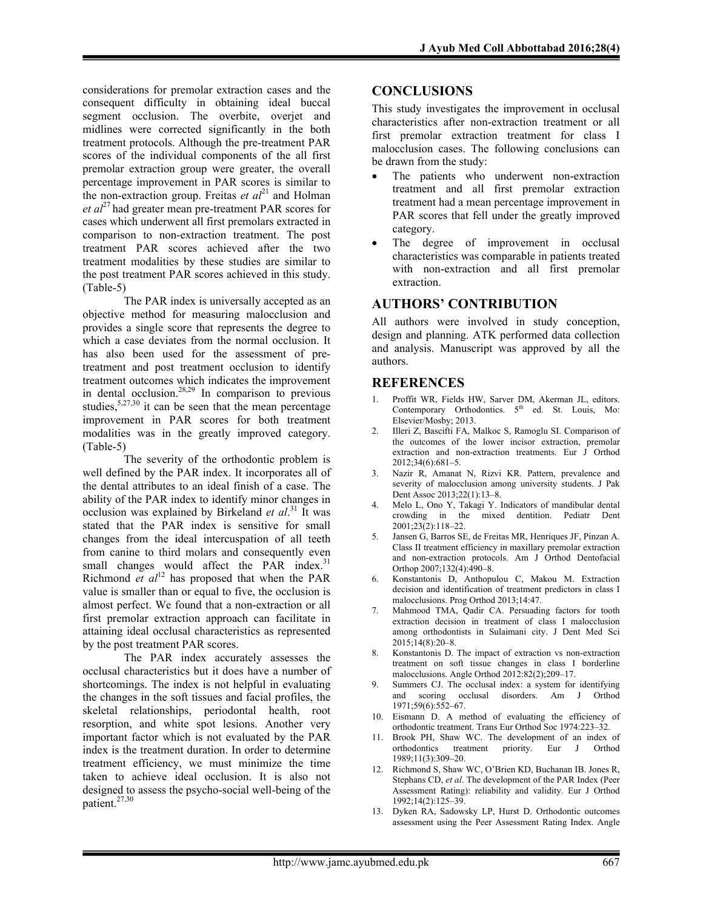considerations for premolar extraction cases and the consequent difficulty in obtaining ideal buccal segment occlusion. The overbite, overjet and midlines were corrected significantly in the both treatment protocols. Although the pre-treatment PAR scores of the individual components of the all first premolar extraction group were greater, the overall percentage improvement in PAR scores is similar to the non-extraction group. Freitas *et al*[21] and Holman *et al*[27] had greater mean pre-treatment PAR scores for cases which underwent all first premolars extracted in comparison to non-extraction treatment. The post treatment PAR scores achieved after the two treatment modalities by these studies are similar to the post treatment PAR scores achieved in this study. (Table-5)

The PAR index is universally accepted as an objective method for measuring malocclusion and provides a single score that represents the degree to which a case deviates from the normal occlusion. It has also been used for the assessment of pre-treatment and post treatment occlusion to identify treatment outcomes which indicates the improvement in dental occlusion.[28,29] In comparison to previous studies,[5,27,30] it can be seen that the mean percentage improvement in PAR scores for both treatment modalities was in the greatly improved category. (Table-5)

The severity of the orthodontic problem is well defined by the PAR index. It incorporates all of the dental attributes to an ideal finish of a case. The ability of the PAR index to identify minor changes in occlusion was explained by Birkeland *et al*.[31] It was stated that the PAR index is sensitive for small changes from the ideal intercuspation of all teeth from canine to third molars and consequently even small changes would affect the PAR index.[31] Richmond *et al*[12] has proposed that when the PAR value is smaller than or equal to five, the occlusion is almost perfect. We found that a non-extraction or all first premolar extraction approach can facilitate in attaining ideal occlusal characteristics as represented by the post treatment PAR scores.

The PAR index accurately assesses the occlusal characteristics but it does have a number of shortcomings. The index is not helpful in evaluating the changes in the soft tissues and facial profiles, the skeletal relationships, periodontal health, root resorption, and white spot lesions. Another very important factor which is not evaluated by the PAR index is the treatment duration. In order to determine treatment efficiency, we must minimize the time taken to achieve ideal occlusion. It is also not designed to assess the psycho-social well-being of the patient.[27,30]

## CONCLUSIONS

This study investigates the improvement in occlusal characteristics after non-extraction treatment or all first premolar extraction treatment for class I malocclusion cases. The following conclusions can be drawn from the study:

- The patients who underwent non-extraction treatment and all first premolar extraction treatment had a mean percentage improvement in PAR scores that fell under the greatly improved category.
- The degree of improvement in occlusal characteristics was comparable in patients treated with non-extraction and all first premolar extraction.

## AUTHORS' CONTRIBUTION

All authors were involved in study conception, design and planning. ATK performed data collection and analysis. Manuscript was approved by all the authors.

## REFERENCES

1. Proffit WR, Fields HW, Sarver DM, Akerman JL, editors. Contemporary Orthodontics. 5th ed. St. Louis, Mo: Elsevier/Mosby; 2013.
2. Illeri Z, Bascifti FA, Malkoc S, Ramoglu SI. Comparison of the outcomes of the lower incisor extraction, premolar extraction and non-extraction treatments. Eur J Orthod 2012;34(6):681–5.
3. Nazir R, Amanat N, Rizvi KR. Pattern, prevalence and severity of malocclusion among university students. J Pak Dent Assoc 2013;22(1):13–8.
4. Melo L, Ono Y, Takagi Y. Indicators of mandibular dental crowding in the mixed dentition. Pediatr Dent 2001;23(2):118–22.
5. Jansen G, Barros SE, de Freitas MR, Henriques JF, Pinzan A. Class II treatment efficiency in maxillary premolar extraction and non-extraction protocols. Am J Orthod Dentofacial Orthop 2007;132(4):490–8.
6. Konstantonis D, Anthopulou C, Makou M. Extraction decision and identification of treatment predictors in class I malocclusions. Prog Orthod 2013;14:47.
7. Mahmood TMA, Qadir CA. Persuading factors for tooth extraction decision in treatment of class I malocclusion among orthodontists in Sulaimani city. J Dent Med Sci 2015;14(8):20–8.
8. Konstantonis D. The impact of extraction vs non-extraction treatment on soft tissue changes in class I borderline malocclusions. Angle Orthod 2012:82(2);209–17.
9. Summers CJ. The occlusal index: a system for identifying and scoring occlusal disorders. Am J Orthod 1971;59(6):552–67.
10. Eismann D. A method of evaluating the efficiency of orthodontic treatment. Trans Eur Orthod Soc 1974:223–32.
11. Brook PH, Shaw WC. The development of an index of orthodontics treatment priority. Eur J Orthod 1989;11(3):309–20.
12. Richmond S, Shaw WC, O'Brien KD, Buchanan IB. Jones R, Stephans CD, *et al*. The development of the PAR Index (Peer Assessment Rating): reliability and validity. Eur J Orthod 1992;14(2):125–39.
13. Dyken RA, Sadowsky LP, Hurst D. Orthodontic outcomes assessment using the Peer Assessment Rating Index. Angle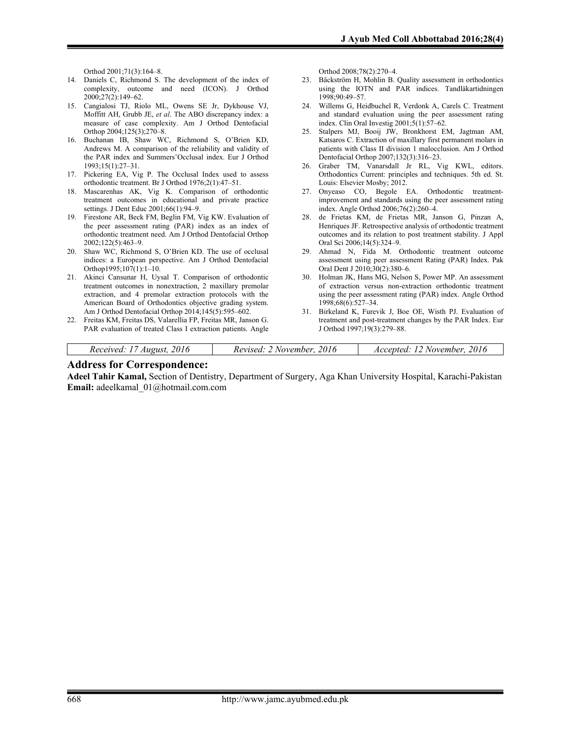Orthod 2001;71(3):164–8.

14. Daniels C, Richmond S. The development of the index of complexity, outcome and need (ICON). J Orthod 2000;27(2):149–62.
15. Cangialosi TJ, Riolo ML, Owens SE Jr, Dykhouse VJ, Moffitt AH, Grubb JE, *et al*. The ABO discrepancy index: a measure of case complexity. Am J Orthod Dentofacial Orthop 2004;125(3);270–8.
16. Buchanan IB, Shaw WC, Richmond S, O'Brien KD, Andrews M. A comparison of the reliability and validity of the PAR index and Summers'Occlusal index. Eur J Orthod 1993;15(1):27–31.
17. Pickering EA, Vig P. The Occlusal Index used to assess orthodontic treatment. Br J Orthod 1976;2(1):47–51.
18. Mascarenhas AK, Vig K. Comparison of orthodontic treatment outcomes in educational and private practice settings. J Dent Educ 2001;66(1):94–9.
19. Firestone AR, Beck FM, Beglin FM, Vig KW. Evaluation of the peer assessment rating (PAR) index as an index of orthodontic treatment need. Am J Orthod Dentofacial Orthop 2002;122(5):463–9.
20. Shaw WC, Richmond S, O'Brien KD. The use of occlusal indices: a European perspective. Am J Orthod Dentofacial Orthop1995;107(1):1–10.
21. Akinci Cansunar H, Uysal T. Comparison of orthodontic treatment outcomes in nonextraction, 2 maxillary premolar extraction, and 4 premolar extraction protocols with the American Board of Orthodontics objective grading system. Am J Orthod Dentofacial Orthop 2014;145(5):595–602.
22. Freitas KM, Freitas DS, Valarellia FP, Freitas MR, Janson G. PAR evaluation of treated Class I extraction patients. Angle Orthod 2008;78(2):270–4.
23. Bäckström H, Mohlin B. Quality assessment in orthodontics using the IOTN and PAR indices. Tandläkartidningen 1998;90:49–57.
24. Willems G, Heidbuchel R, Verdonk A, Carels C. Treatment and standard evaluation using the peer assessment rating index. Clin Oral Investig 2001;5(1):57–62.
25. Stalpers MJ, Booij JW, Bronkhorst EM, Jagtman AM, Katsaros C. Extraction of maxillary first permanent molars in patients with Class II division 1 malocclusion. Am J Orthod Dentofacial Orthop 2007;132(3):316–23.
26. Graber TM, Vanarsdall Jr RL, Vig KWL, editors. Orthodontics Current: principles and techniques. 5th ed. St. Louis: Elsevier Mosby; 2012.
27. Onyeaso CO, Begole EA. Orthodontic treatment-improvement and standards using the peer assessment rating index. Angle Orthod 2006;76(2):260–4.
28. de Frietas KM, de Frietas MR, Janson G, Pinzan A, Henriques JF. Retrospective analysis of orthodontic treatment outcomes and its relation to post treatment stability. J Appl Oral Sci 2006;14(5):324–9.
29. Ahmad N, Fida M. Orthodontic treatment outcome assessment using peer assessment Rating (PAR) Index. Pak Oral Dent J 2010;30(2):380–6.
30. Holman JK, Hans MG, Nelson S, Power MP. An assessment of extraction versus non-extraction orthodontic treatment using the peer assessment rating (PAR) index. Angle Orthod 1998;68(6):527–34.
31. Birkeland K, Furevik J, Boe OE, Wisth PJ. Evaluation of treatment and post-treatment changes by the PAR Index. Eur J Orthod 1997;19(3):279–88.

| | | |
|---|---|---|
| *Received: 17 August, 2016* | *Revised: 2 November, 2016* | *Accepted: 12 November, 2016* |

## Address for Correspondence:

**Adeel Tahir Kamal,** Section of Dentistry, Department of Surgery, Aga Khan University Hospital, Karachi-Pakistan
**Email:** adeelkamal_01@hotmail.com.com